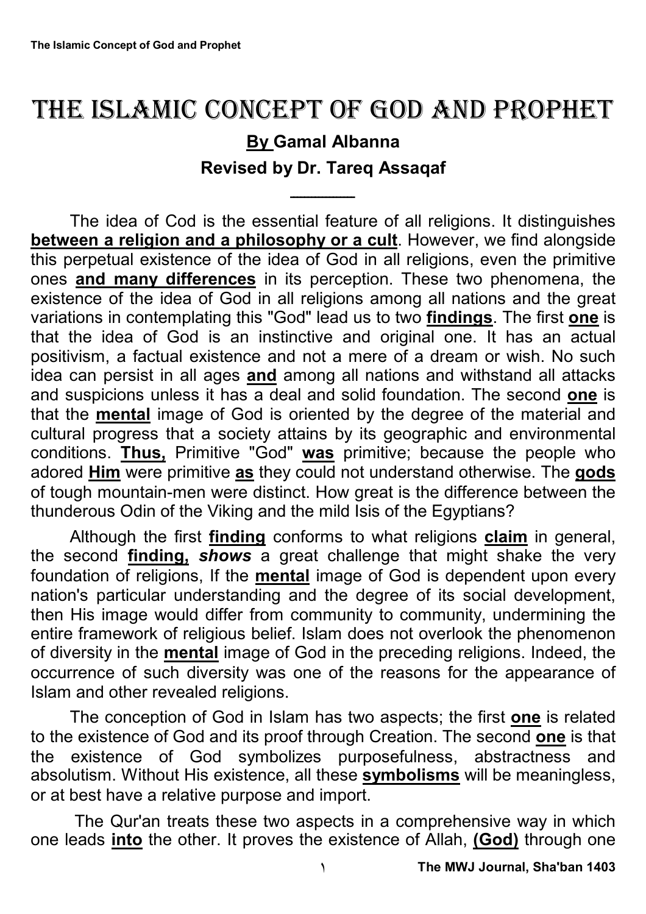# THE ISLAMIC CONCEPT OF GOD AND PROPHET

**By Gamal Albanna**

**Revised by Dr. Tareq Assaqaf**

---

The idea of Cod is the essential feature of all religions. It distinguishes **between a religion and a philosophy or a cult**. However, we find alongside this perpetual existence of the idea of God in all religions, even the primitive ones **and many differences** in its perception. These two phenomena, the existence of the idea of God in all religions among all nations and the great variations in contemplating this "God" lead us to two **findings**. The first **one** is that the idea of God is an instinctive and original one. It has an actual positivism, a factual existence and not a mere of a dream or wish. No such idea can persist in all ages **and** among all nations and withstand all attacks and suspicions unless it has a deal and solid foundation. The second **one** is that the **mental** image of God is oriented by the degree of the material and cultural progress that a society attains by its geographic and environmental conditions. **Thus,** Primitive "God" **was** primitive; because the people who adored **Him** were primitive **as** they could not understand otherwise. The **gods** of tough mountain-men were distinct. How great is the difference between the thunderous Odin of the Viking and the mild Isis of the Egyptians?

Although the first **finding** conforms to what religions **claim** in general, the second **finding,** ***shows*** a great challenge that might shake the very foundation of religions, If the **mental** image of God is dependent upon every nation's particular understanding and the degree of its social development, then His image would differ from community to community, undermining the entire framework of religious belief. Islam does not overlook the phenomenon of diversity in the **mental** image of God in the preceding religions. Indeed, the occurrence of such diversity was one of the reasons for the appearance of Islam and other revealed religions.

The conception of God in Islam has two aspects; the first **one** is related to the existence of God and its proof through Creation. The second **one** is that the existence of God symbolizes purposefulness, abstractness and absolutism. Without His existence, all these **symbolisms** will be meaningless, or at best have a relative purpose and import.

The Qur'an treats these two aspects in a comprehensive way in which one leads **into** the other. It proves the existence of Allah, **(God)** through one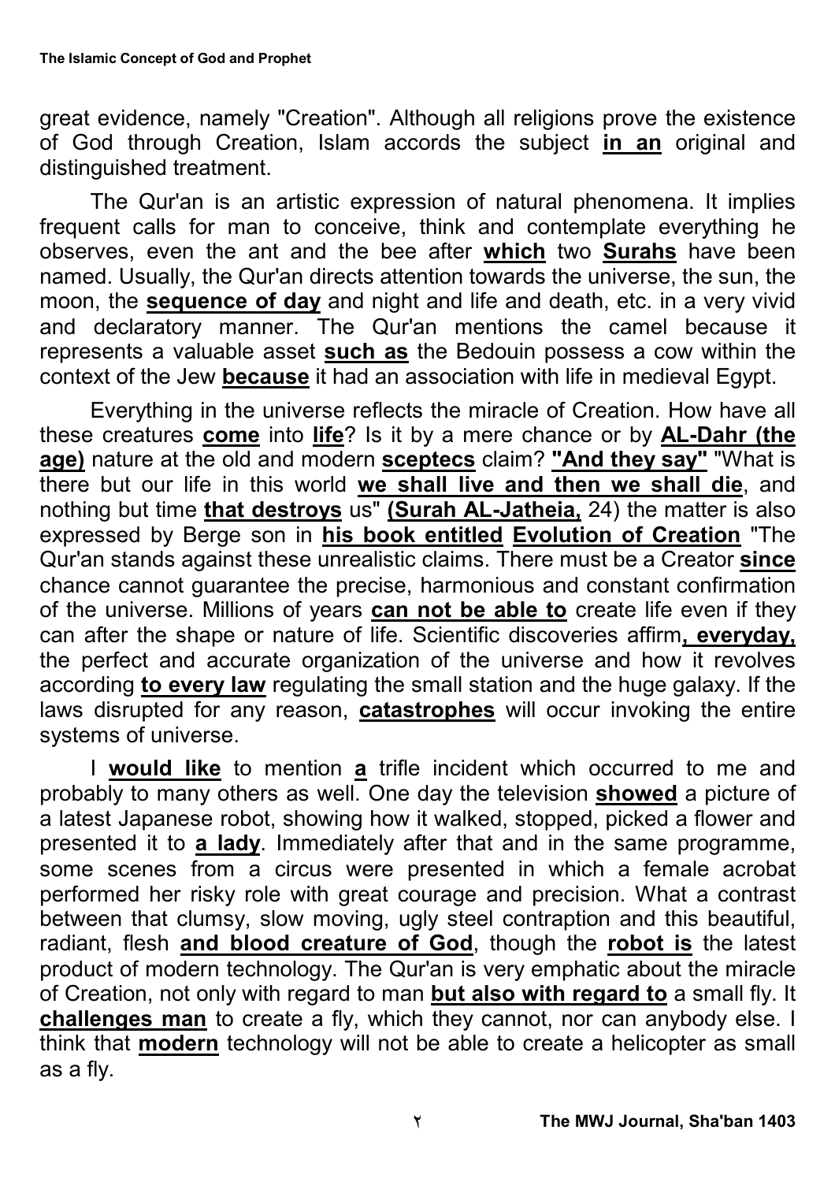great evidence, namely "Creation". Although all religions prove the existence of God through Creation, Islam accords the subject **in an** original and distinguished treatment.

The Qur'an is an artistic expression of natural phenomena. It implies frequent calls for man to conceive, think and contemplate everything he observes, even the ant and the bee after **which** two **Surahs** have been named. Usually, the Qur'an directs attention towards the universe, the sun, the moon, the **sequence of day** and night and life and death, etc. in a very vivid and declaratory manner. The Qur'an mentions the camel because it represents a valuable asset **such as** the Bedouin possess a cow within the context of the Jew **because** it had an association with life in medieval Egypt.

Everything in the universe reflects the miracle of Creation. How have all these creatures **come** into **life**? Is it by a mere chance or by **AL-Dahr (the age)** nature at the old and modern **sceptecs** claim? **"And they say"** "What is there but our life in this world **we shall live and then we shall die**, and nothing but time **that destroys** us" **(Surah AL-Jatheia,** 24) the matter is also expressed by Berge son in **his book entitled** **Evolution of Creation** "The Qur'an stands against these unrealistic claims. There must be a Creator **since** chance cannot guarantee the precise, harmonious and constant confirmation of the universe. Millions of years **can not be able to** create life even if they can after the shape or nature of life. Scientific discoveries affirm**, everyday,** the perfect and accurate organization of the universe and how it revolves according **to every law** regulating the small station and the huge galaxy. If the laws disrupted for any reason, **catastrophes** will occur invoking the entire systems of universe.

I **would like** to mention **a** trifle incident which occurred to me and probably to many others as well. One day the television **showed** a picture of a latest Japanese robot, showing how it walked, stopped, picked a flower and presented it to **a lady**. Immediately after that and in the same programme, some scenes from a circus were presented in which a female acrobat performed her risky role with great courage and precision. What a contrast between that clumsy, slow moving, ugly steel contraption and this beautiful, radiant, flesh **and blood creature of God**, though the **robot is** the latest product of modern technology. The Qur'an is very emphatic about the miracle of Creation, not only with regard to man **but also with regard to** a small fly. It **challenges man** to create a fly, which they cannot, nor can anybody else. I think that **modern** technology will not be able to create a helicopter as small as a fly.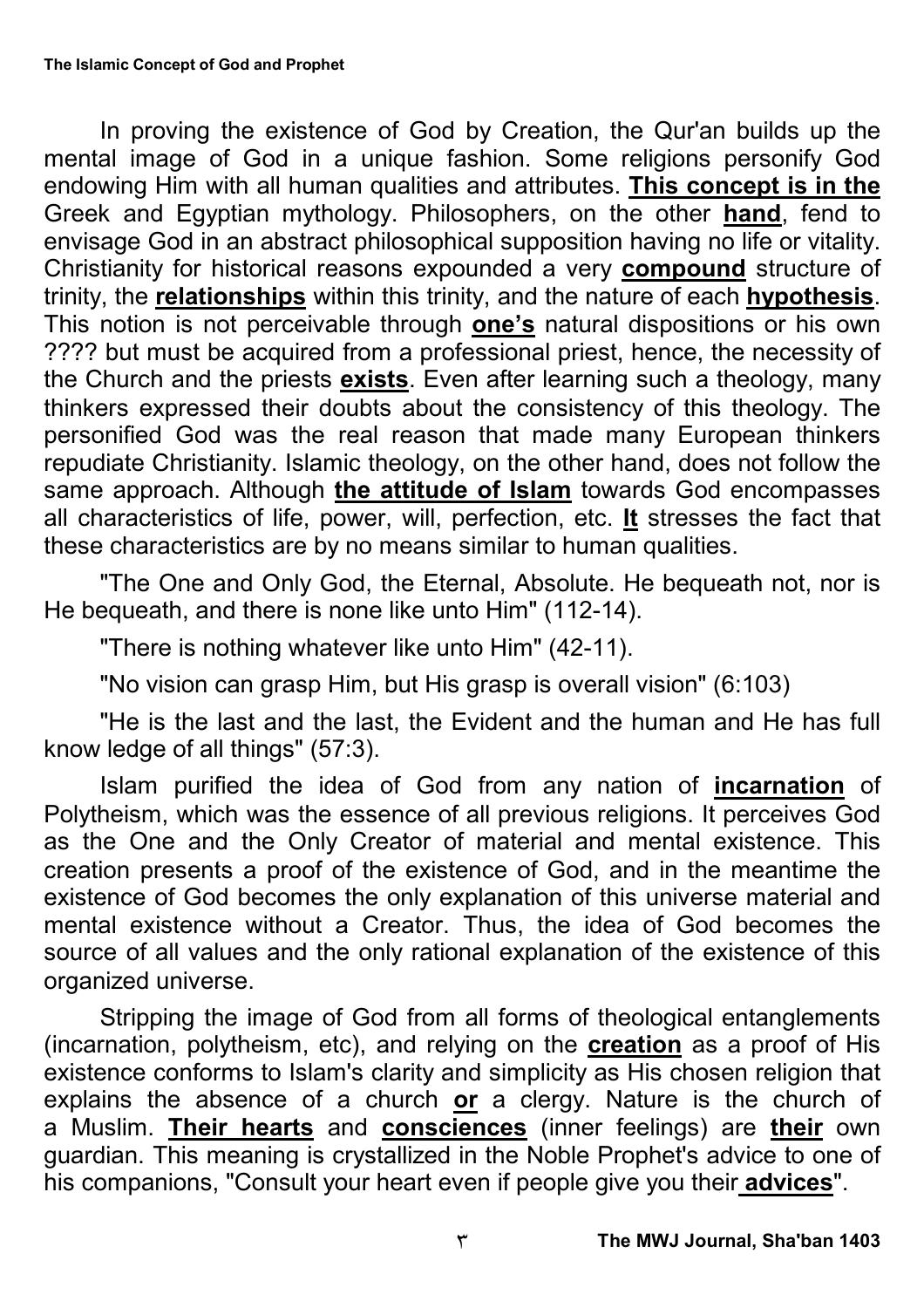In proving the existence of God by Creation, the Qur'an builds up the mental image of God in a unique fashion. Some religions personify God endowing Him with all human qualities and attributes. **This concept is in the** Greek and Egyptian mythology. Philosophers, on the other **hand**, fend to envisage God in an abstract philosophical supposition having no life or vitality. Christianity for historical reasons expounded a very **compound** structure of trinity, the **relationships** within this trinity, and the nature of each **hypothesis**. This notion is not perceivable through **one's** natural dispositions or his own ???? but must be acquired from a professional priest, hence, the necessity of the Church and the priests **exists**. Even after learning such a theology, many thinkers expressed their doubts about the consistency of this theology. The personified God was the real reason that made many European thinkers repudiate Christianity. Islamic theology, on the other hand, does not follow the same approach. Although **the attitude of Islam** towards God encompasses all characteristics of life, power, will, perfection, etc. **It** stresses the fact that these characteristics are by no means similar to human qualities.

"The One and Only God, the Eternal, Absolute. He bequeath not, nor is He bequeath, and there is none like unto Him" (112-14).

"There is nothing whatever like unto Him" (42-11).

"No vision can grasp Him, but His grasp is overall vision" (6:103)

"He is the last and the last, the Evident and the human and He has full know ledge of all things" (57:3).

Islam purified the idea of God from any nation of **incarnation** of Polytheism, which was the essence of all previous religions. It perceives God as the One and the Only Creator of material and mental existence. This creation presents a proof of the existence of God, and in the meantime the existence of God becomes the only explanation of this universe material and mental existence without a Creator. Thus, the idea of God becomes the source of all values and the only rational explanation of the existence of this organized universe.

Stripping the image of God from all forms of theological entanglements (incarnation, polytheism, etc), and relying on the **creation** as a proof of His existence conforms to Islam's clarity and simplicity as His chosen religion that explains the absence of a church **or** a clergy. Nature is the church of a Muslim. **Their hearts** and **consciences** (inner feelings) are **their** own guardian. This meaning is crystallized in the Noble Prophet's advice to one of his companions, "Consult your heart even if people give you their **advices**".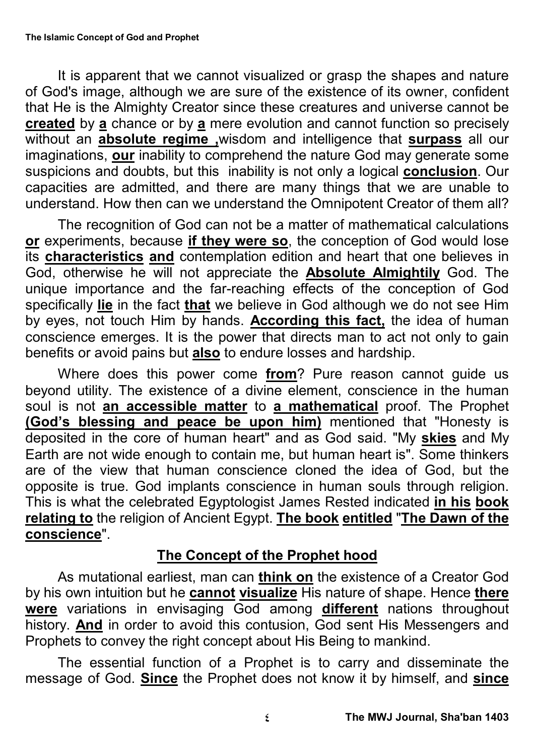It is apparent that we cannot visualized or grasp the shapes and nature of God's image, although we are sure of the existence of its owner, confident that He is the Almighty Creator since these creatures and universe cannot be **created** by **a** chance or by **a** mere evolution and cannot function so precisely without an **absolute regime ,**wisdom and intelligence that **surpass** all our imaginations, **our** inability to comprehend the nature God may generate some suspicions and doubts, but this inability is not only a logical **conclusion**. Our capacities are admitted, and there are many things that we are unable to understand. How then can we understand the Omnipotent Creator of them all?

The recognition of God can not be a matter of mathematical calculations **or** experiments, because **if they were so**, the conception of God would lose its **characteristics** **and** contemplation edition and heart that one believes in God, otherwise he will not appreciate the **Absolute Almightily** God. The unique importance and the far-reaching effects of the conception of God specifically **lie** in the fact **that** we believe in God although we do not see Him by eyes, not touch Him by hands. **According this fact,** the idea of human conscience emerges. It is the power that directs man to act not only to gain benefits or avoid pains but **also** to endure losses and hardship.

Where does this power come **from**? Pure reason cannot guide us beyond utility. The existence of a divine element, conscience in the human soul is not **an accessible matter** to **a mathematical** proof. The Prophet **(God's blessing and peace be upon him)** mentioned that "Honesty is deposited in the core of human heart" and as God said. "My **skies** and My Earth are not wide enough to contain me, but human heart is". Some thinkers are of the view that human conscience cloned the idea of God, but the opposite is true. God implants conscience in human souls through religion. This is what the celebrated Egyptologist James Rested indicated **in his** **book relating to** the religion of Ancient Egypt. **The book** **entitled** "**The Dawn of the conscience**".

## The Concept of the Prophet hood

As mutational earliest, man can **think on** the existence of a Creator God by his own intuition but he **cannot** **visualize** His nature of shape. Hence **there were** variations in envisaging God among **different** nations throughout history. **And** in order to avoid this contusion, God sent His Messengers and Prophets to convey the right concept about His Being to mankind.

The essential function of a Prophet is to carry and disseminate the message of God. **Since** the Prophet does not know it by himself, and **since**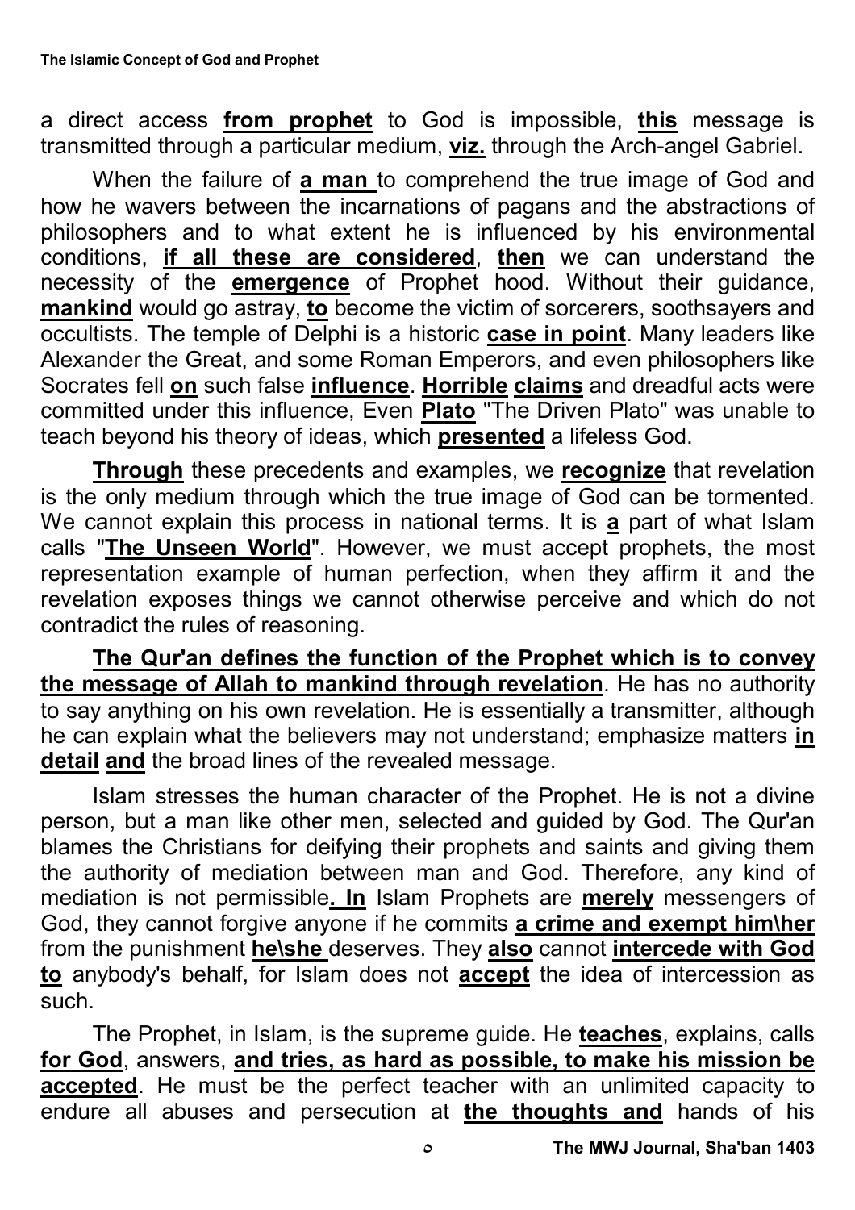a direct access **from prophet** to God is impossible, **this** message is transmitted through a particular medium, **viz.** through the Arch-angel Gabriel.

When the failure of **a man** to comprehend the true image of God and how he wavers between the incarnations of pagans and the abstractions of philosophers and to what extent he is influenced by his environmental conditions, **if all these are considered**, **then** we can understand the necessity of the **emergence** of Prophet hood. Without their guidance, **mankind** would go astray, **to** become the victim of sorcerers, soothsayers and occultists. The temple of Delphi is a historic **case in point**. Many leaders like Alexander the Great, and some Roman Emperors, and even philosophers like Socrates fell **on** such false **influence**. **Horrible** **claims** and dreadful acts were committed under this influence, Even **Plato** "The Driven Plato" was unable to teach beyond his theory of ideas, which **presented** a lifeless God.

**Through** these precedents and examples, we **recognize** that revelation is the only medium through which the true image of God can be tormented. We cannot explain this process in national terms. It is **a** part of what Islam calls "**The Unseen World**". However, we must accept prophets, the most representation example of human perfection, when they affirm it and the revelation exposes things we cannot otherwise perceive and which do not contradict the rules of reasoning.

**The Qur'an defines the function of the Prophet which is to convey the message of Allah to mankind through revelation**. He has no authority to say anything on his own revelation. He is essentially a transmitter, although he can explain what the believers may not understand; emphasize matters **in detail** **and** the broad lines of the revealed message.

Islam stresses the human character of the Prophet. He is not a divine person, but a man like other men, selected and guided by God. The Qur'an blames the Christians for deifying their prophets and saints and giving them the authority of mediation between man and God. Therefore, any kind of mediation is not permissible**. In** Islam Prophets are **merely** messengers of God, they cannot forgive anyone if he commits **a crime and exempt him\her** from the punishment **he\she** deserves. They **also** cannot **intercede with God to** anybody's behalf, for Islam does not **accept** the idea of intercession as such.

The Prophet, in Islam, is the supreme guide. He **teaches**, explains, calls **for God**, answers, **and tries, as hard as possible, to make his mission be accepted**. He must be the perfect teacher with an unlimited capacity to endure all abuses and persecution at **the thoughts and** hands of his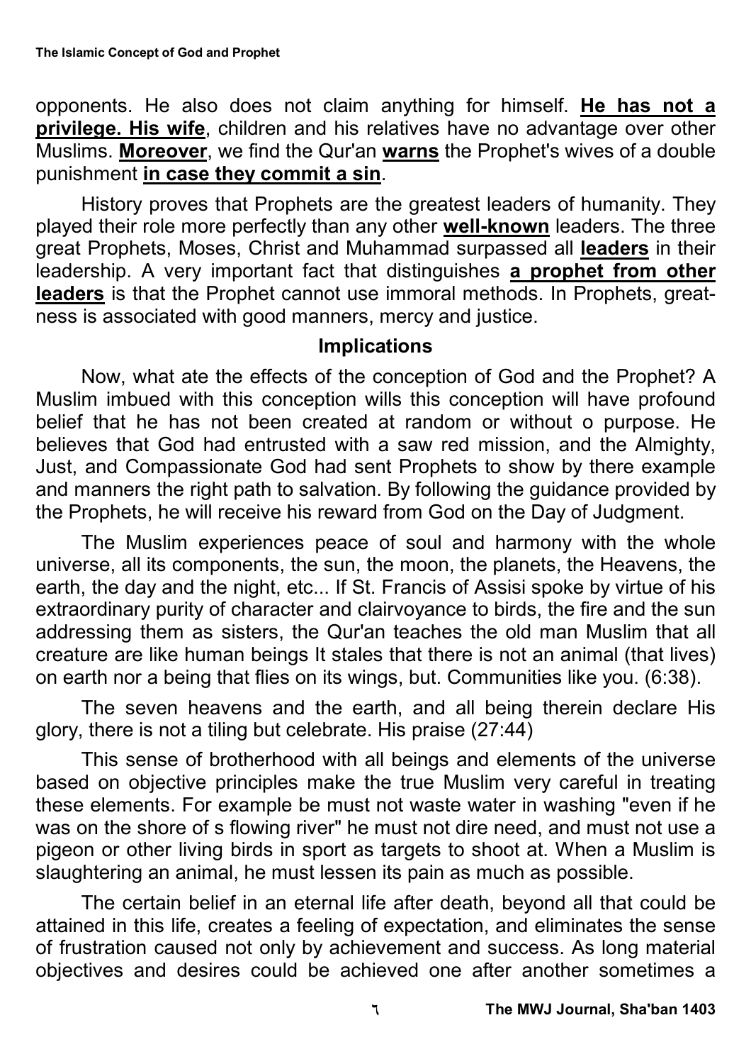opponents. He also does not claim anything for himself. **He has not a privilege. His wife**, children and his relatives have no advantage over other Muslims. **Moreover**, we find the Qur'an **warns** the Prophet's wives of a double punishment **in case they commit a sin**.

History proves that Prophets are the greatest leaders of humanity. They played their role more perfectly than any other **well-known** leaders. The three great Prophets, Moses, Christ and Muhammad surpassed all **leaders** in their leadership. A very important fact that distinguishes **a prophet from other leaders** is that the Prophet cannot use immoral methods. In Prophets, greatness is associated with good manners, mercy and justice.

## Implications

Now, what ate the effects of the conception of God and the Prophet? A Muslim imbued with this conception wills this conception will have profound belief that he has not been created at random or without o purpose. He believes that God had entrusted with a saw red mission, and the Almighty, Just, and Compassionate God had sent Prophets to show by there example and manners the right path to salvation. By following the guidance provided by the Prophets, he will receive his reward from God on the Day of Judgment.

The Muslim experiences peace of soul and harmony with the whole universe, all its components, the sun, the moon, the planets, the Heavens, the earth, the day and the night, etc... If St. Francis of Assisi spoke by virtue of his extraordinary purity of character and clairvoyance to birds, the fire and the sun addressing them as sisters, the Qur'an teaches the old man Muslim that all creature are like human beings It stales that there is not an animal (that lives) on earth nor a being that flies on its wings, but. Communities like you. (6:38).

The seven heavens and the earth, and all being therein declare His glory, there is not a tiling but celebrate. His praise (27:44)

This sense of brotherhood with all beings and elements of the universe based on objective principles make the true Muslim very careful in treating these elements. For example be must not waste water in washing "even if he was on the shore of s flowing river" he must not dire need, and must not use a pigeon or other living birds in sport as targets to shoot at. When a Muslim is slaughtering an animal, he must lessen its pain as much as possible.

The certain belief in an eternal life after death, beyond all that could be attained in this life, creates a feeling of expectation, and eliminates the sense of frustration caused not only by achievement and success. As long material objectives and desires could be achieved one after another sometimes a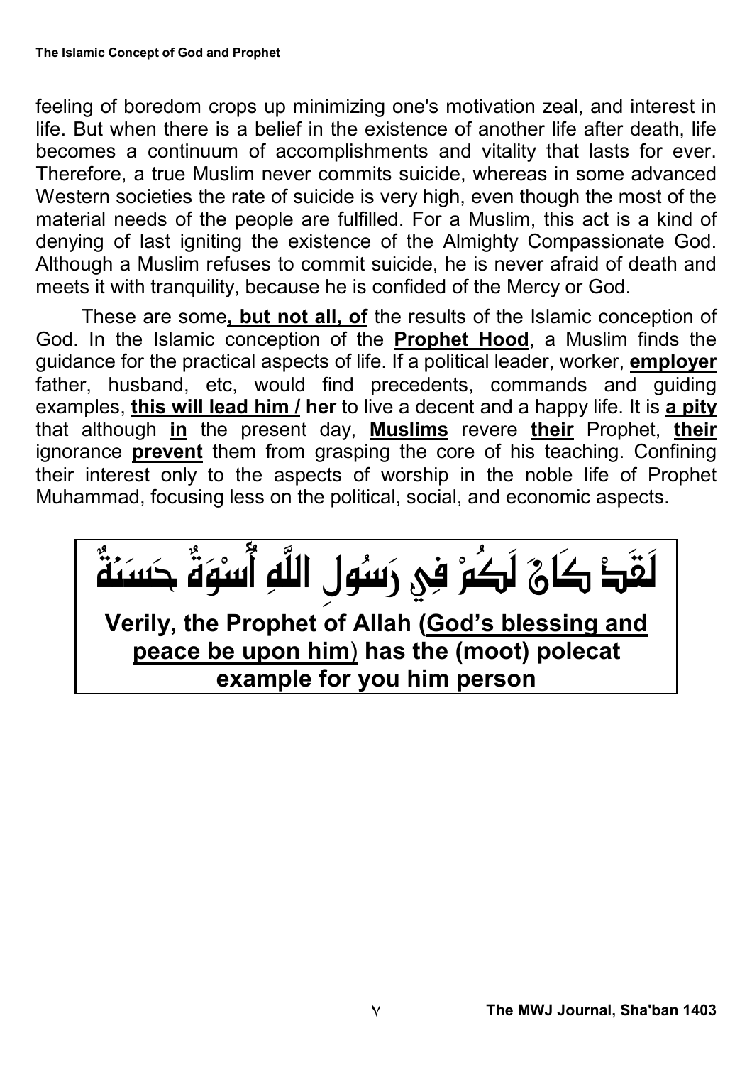feeling of boredom crops up minimizing one's motivation zeal, and interest in life. But when there is a belief in the existence of another life after death, life becomes a continuum of accomplishments and vitality that lasts for ever. Therefore, a true Muslim never commits suicide, whereas in some advanced Western societies the rate of suicide is very high, even though the most of the material needs of the people are fulfilled. For a Muslim, this act is a kind of denying of last igniting the existence of the Almighty Compassionate God. Although a Muslim refuses to commit suicide, he is never afraid of death and meets it with tranquility, because he is confided of the Mercy or God.

These are some**, but not all, of** the results of the Islamic conception of God. In the Islamic conception of the **Prophet Hood**, a Muslim finds the guidance for the practical aspects of life. If a political leader, worker, **employer** father, husband, etc, would find precedents, commands and guiding examples, **this will lead him / her** to live a decent and a happy life. It is **a pity** that although **in** the present day, **Muslims** revere **their** Prophet, **their** ignorance **prevent** them from grasping the core of his teaching. Confining their interest only to the aspects of worship in the noble life of Prophet Muhammad, focusing less on the political, social, and economic aspects.

**لَقَدْ كَانَ لَكُمْ فِي رَسُولِ اللَّهِ أُسْوَةٌ حَسَنَةٌ**

**Verily, the Prophet of Allah (God's blessing and peace be upon him) has the (moot) polecat example for you him person**